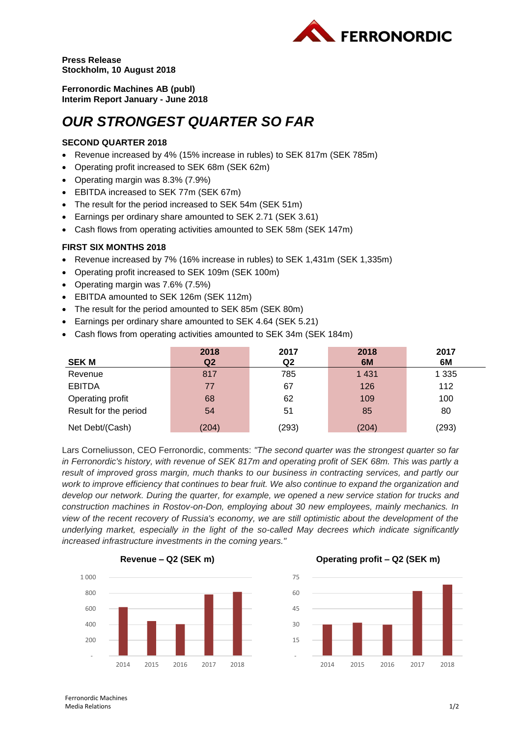**Press Release**
**Stockholm, 10 August 2018**

**Ferronordic Machines AB (publ)**
**Interim Report January - June 2018**

# *OUR STRONGEST QUARTER SO FAR*

### SECOND QUARTER 2018

- Revenue increased by 4% (15% increase in rubles) to SEK 817m (SEK 785m)
- Operating profit increased to SEK 68m (SEK 62m)
- Operating margin was 8.3% (7.9%)
- EBITDA increased to SEK 77m (SEK 67m)
- The result for the period increased to SEK 54m (SEK 51m)
- Earnings per ordinary share amounted to SEK 2.71 (SEK 3.61)
- Cash flows from operating activities amounted to SEK 58m (SEK 147m)

### FIRST SIX MONTHS 2018

- Revenue increased by 7% (16% increase in rubles) to SEK 1,431m (SEK 1,335m)
- Operating profit increased to SEK 109m (SEK 100m)
- Operating margin was 7.6% (7.5%)
- EBITDA amounted to SEK 126m (SEK 112m)
- The result for the period amounted to SEK 85m (SEK 80m)
- Earnings per ordinary share amounted to SEK 4.64 (SEK 5.21)
- Cash flows from operating activities amounted to SEK 34m (SEK 184m)

| SEK M | 2018 Q2 | 2017 Q2 | 2018 6M | 2017 6M |
|---|---|---|---|---|
| Revenue | 817 | 785 | 1 431 | 1 335 |
| EBITDA | 77 | 67 | 126 | 112 |
| Operating profit | 68 | 62 | 109 | 100 |
| Result for the period | 54 | 51 | 85 | 80 |
| Net Debt/(Cash) | (204) | (293) | (204) | (293) |

Lars Corneliusson, CEO Ferronordic, comments: *"The second quarter was the strongest quarter so far in Ferronordic's history, with revenue of SEK 817m and operating profit of SEK 68m. This was partly a result of improved gross margin, much thanks to our business in contracting services, and partly our work to improve efficiency that continues to bear fruit. We also continue to expand the organization and develop our network. During the quarter, for example, we opened a new service station for trucks and construction machines in Rostov-on-Don, employing about 30 new employees, mainly mechanics. In view of the recent recovery of Russia's economy, we are still optimistic about the development of the underlying market, especially in the light of the so-called May decrees which indicate significantly increased infrastructure investments in the coming years."*

**Revenue – Q2 (SEK m)**

**Operating profit – Q2 (SEK m)**

Ferronordic Machines
Media Relations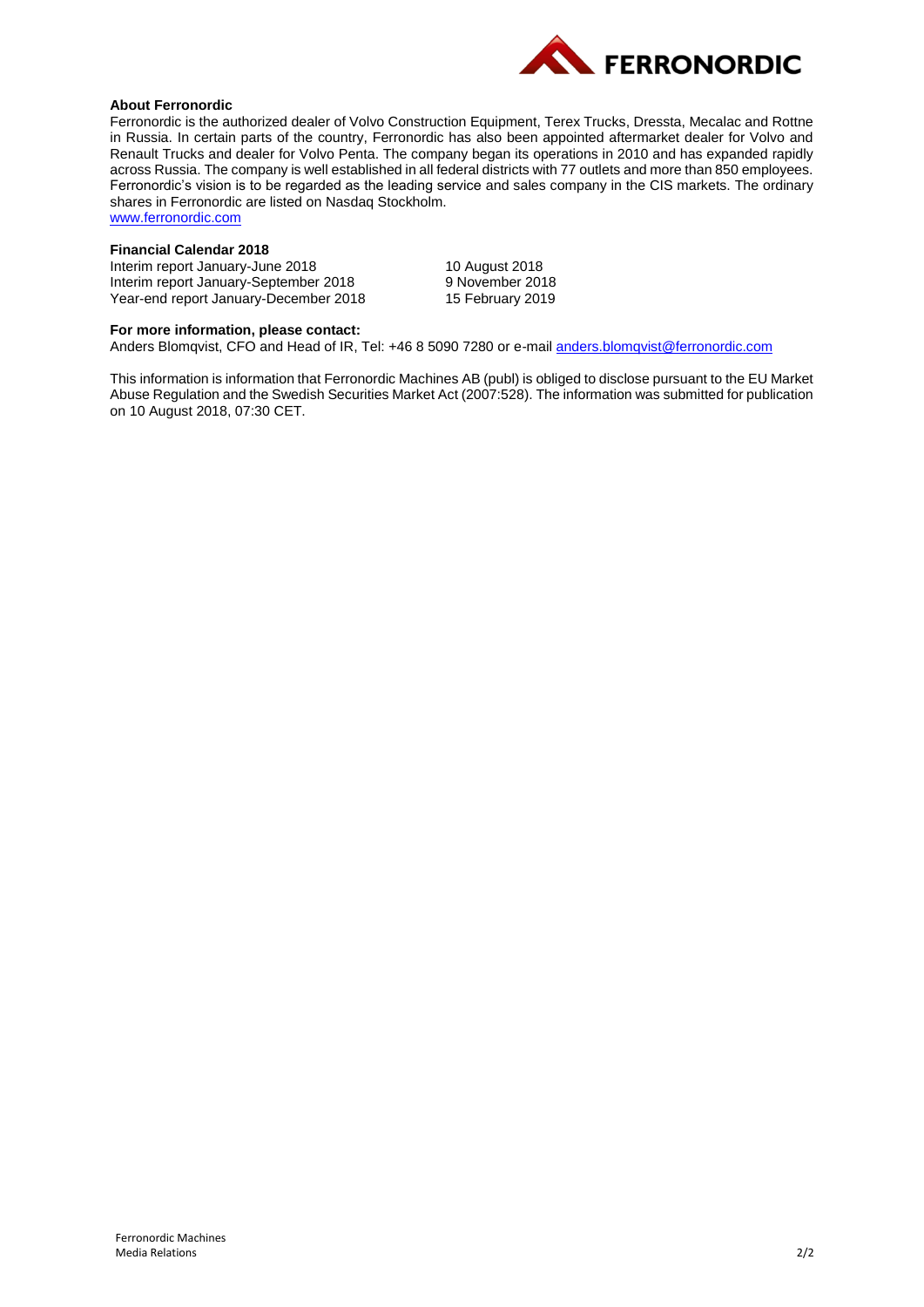**About Ferronordic**

Ferronordic is the authorized dealer of Volvo Construction Equipment, Terex Trucks, Dressta, Mecalac and Rottne in Russia. In certain parts of the country, Ferronordic has also been appointed aftermarket dealer for Volvo and Renault Trucks and dealer for Volvo Penta. The company began its operations in 2010 and has expanded rapidly across Russia. The company is well established in all federal districts with 77 outlets and more than 850 employees. Ferronordic's vision is to be regarded as the leading service and sales company in the CIS markets. The ordinary shares in Ferronordic are listed on Nasdaq Stockholm.
www.ferronordic.com

**Financial Calendar 2018**

| | |
|---|---|
| Interim report January-June 2018 | 10 August 2018 |
| Interim report January-September 2018 | 9 November 2018 |
| Year-end report January-December 2018 | 15 February 2019 |

**For more information, please contact:**

Anders Blomqvist, CFO and Head of IR, Tel: +46 8 5090 7280 or e-mail anders.blomqvist@ferronordic.com

This information is information that Ferronordic Machines AB (publ) is obliged to disclose pursuant to the EU Market Abuse Regulation and the Swedish Securities Market Act (2007:528). The information was submitted for publication on 10 August 2018, 07:30 CET.